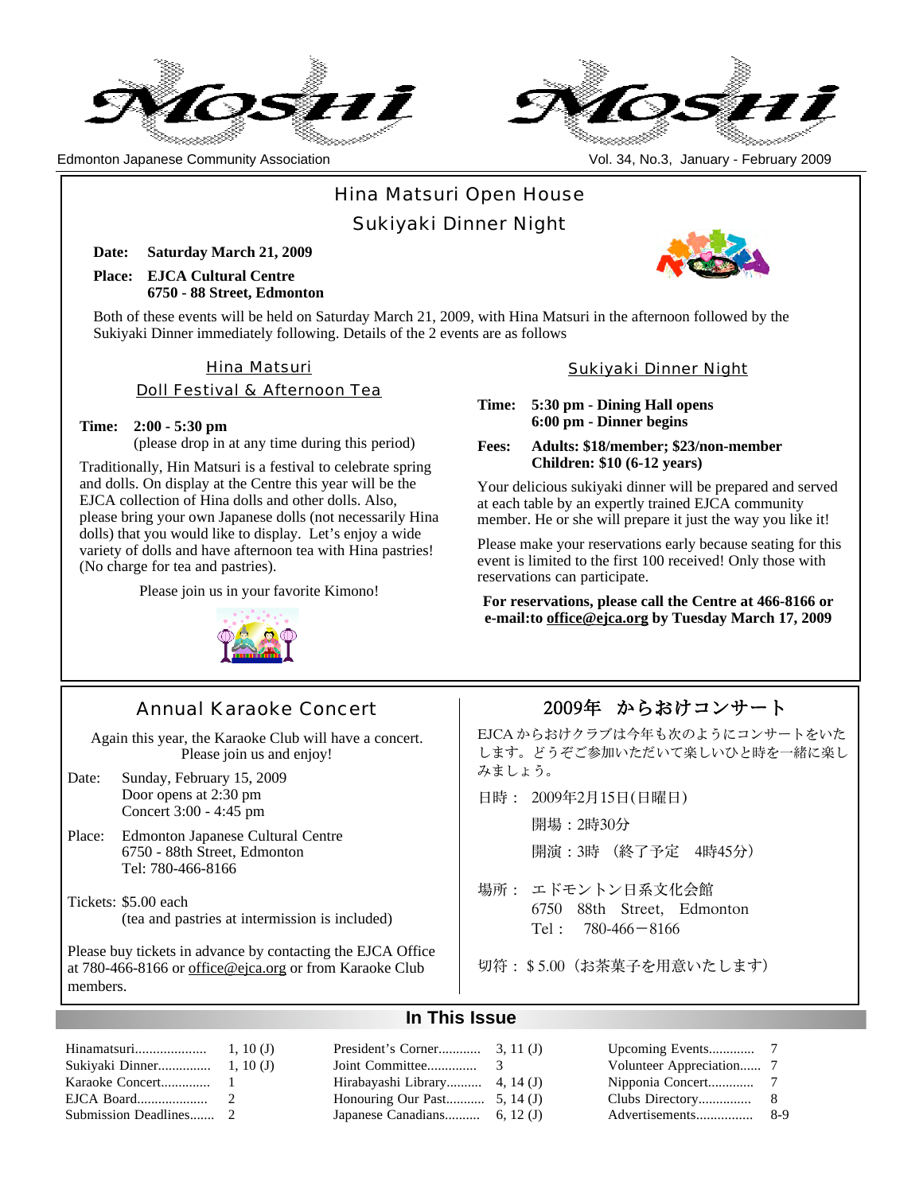# Moshi

Edmonton Japanese Community Association

Vol. 34, No.3, January - February 2009

## Hina Matsuri Open House
## Sukiyaki Dinner Night

**Date:** **Saturday March 21, 2009**

**Place:** **EJCA Cultural Centre**
**6750 - 88 Street, Edmonton**

Both of these events will be held on Saturday March 21, 2009, with Hina Matsuri in the afternoon followed by the Sukiyaki Dinner immediately following. Details of the 2 events are as follows

### Hina Matsuri
### Doll Festival & Afternoon Tea

**Time:** **2:00 - 5:30 pm**
(please drop in at any time during this period)

Traditionally, Hin Matsuri is a festival to celebrate spring and dolls. On display at the Centre this year will be the EJCA collection of Hina dolls and other dolls. Also, please bring your own Japanese dolls (not necessarily Hina dolls) that you would like to display. Let's enjoy a wide variety of dolls and have afternoon tea with Hina pastries! (No charge for tea and pastries).

Please join us in your favorite Kimono!

### Sukiyaki Dinner Night

**Time:** **5:30 pm - Dining Hall opens**
**6:00 pm - Dinner begins**

**Fees:** **Adults: $18/member; $23/non-member**
**Children: $10 (6-12 years)**

Your delicious sukiyaki dinner will be prepared and served at each table by an expertly trained EJCA community member. He or she will prepare it just the way you like it!

Please make your reservations early because seating for this event is limited to the first 100 received! Only those with reservations can participate.

**For reservations, please call the Centre at 466-8166 or e-mail:to office@ejca.org by Tuesday March 17, 2009**

## Annual Karaoke Concert

Again this year, the Karaoke Club will have a concert. Please join us and enjoy!

Date: Sunday, February 15, 2009
Door opens at 2:30 pm
Concert 3:00 - 4:45 pm

Place: Edmonton Japanese Cultural Centre
6750 - 88th Street, Edmonton
Tel: 780-466-8166

Tickets: $5.00 each
(tea and pastries at intermission is included)

Please buy tickets in advance by contacting the EJCA Office at 780-466-8166 or office@ejca.org or from Karaoke Club members.

## 2009年　からおけコンサート

EJCAからおけクラブは今年も次のようにコンサートをいたします。どうぞご参加いただいて楽しいひと時を一緒に楽しみましょう。

日時：　2009年2月15日(日曜日)
開場：2時30分
開演：3時　（終了予定　4時45分）

場所：　エドモントン日系文化会館
6750　88th　Street,　Edmonton
Tel：　780-466－8166

切符：＄5.00（お茶菓子を用意いたします）

## In This Issue

| | | | | | |
|---|---|---|---|---|---|
| Hinamatsuri | 1, 10 (J) | President's Corner | 3, 11 (J) | Upcoming Events | 7 |
| Sukiyaki Dinner | 1, 10 (J) | Joint Committee | 3 | Volunteer Appreciation | 7 |
| Karaoke Concert | 1 | Hirabayashi Library | 4, 14 (J) | Nipponia Concert | 7 |
| EJCA Board | 2 | Honouring Our Past | 5, 14 (J) | Clubs Directory | 8 |
| Submission Deadlines | 2 | Japanese Canadians | 6, 12 (J) | Advertisements | 8-9 |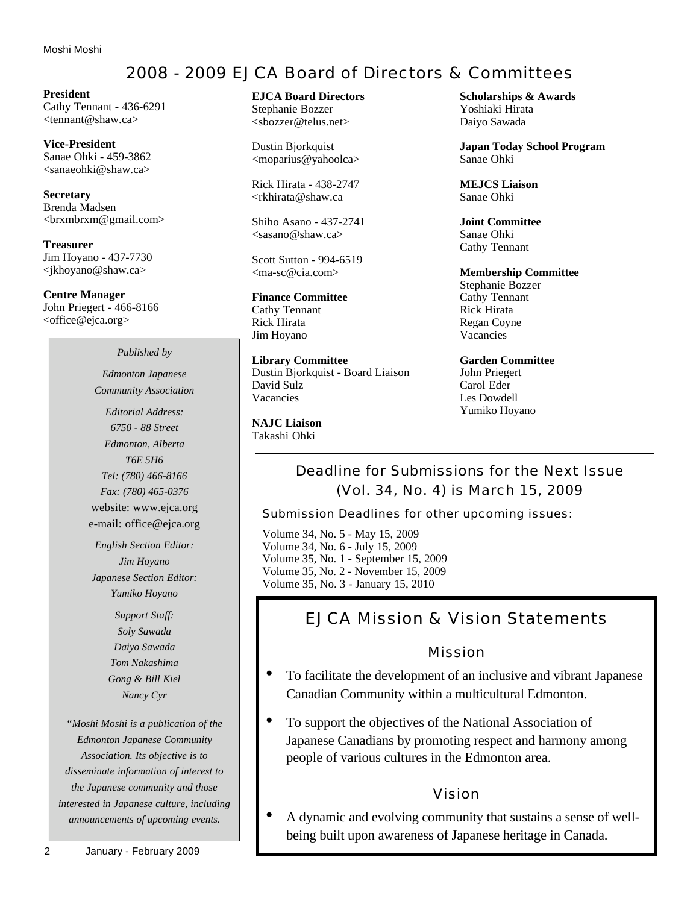# 2008 - 2009 EJCA Board of Directors & Committees

**President**
Cathy Tennant - 436-6291
<tennant@shaw.ca>

**Vice-President**
Sanae Ohki - 459-3862
<sanaeohki@shaw.ca>

**Secretary**
Brenda Madsen
<brxmbrxm@gmail.com>

**Treasurer**
Jim Hoyano - 437-7730
<jkhoyano@shaw.ca>

**Centre Manager**
John Priegert - 466-8166
<office@ejca.org>

*Published by*

*Edmonton Japanese Community Association*

*Editorial Address:*
*6750 - 88 Street*
*Edmonton, Alberta*
*T6E 5H6*
*Tel: (780) 466-8166*
*Fax: (780) 465-0376*
website: www.ejca.org
e-mail: office@ejca.org

*English Section Editor:*
*Jim Hoyano*
*Japanese Section Editor:*
*Yumiko Hoyano*

*Support Staff:*
*Soly Sawada*
*Daiyo Sawada*
*Tom Nakashima*
*Gong & Bill Kiel*
*Nancy Cyr*

*"Moshi Moshi is a publication of the Edmonton Japanese Community Association. Its objective is to disseminate information of interest to the Japanese community and those interested in Japanese culture, including announcements of upcoming events.*

**EJCA Board Directors**
Stephanie Bozzer
<sbozzer@telus.net>

Dustin Bjorkquist
<moparius@yahoolca>

Rick Hirata - 438-2747
<rkhirata@shaw.ca

Shiho Asano - 437-2741
<sasano@shaw.ca>

Scott Sutton - 994-6519
<ma-sc@cia.com>

**Finance Committee**
Cathy Tennant
Rick Hirata
Jim Hoyano

**Library Committee**
Dustin Bjorkquist - Board Liaison
David Sulz
Vacancies

**NAJC Liaison**
Takashi Ohki

**Scholarships & Awards**
Yoshiaki Hirata
Daiyo Sawada

**Japan Today School Program**
Sanae Ohki

**MEJCS Liaison**
Sanae Ohki

**Joint Committee**
Sanae Ohki
Cathy Tennant

**Membership Committee**
Stephanie Bozzer
Cathy Tennant
Rick Hirata
Regan Coyne
Vacancies

**Garden Committee**
John Priegert
Carol Eder
Les Dowdell
Yumiko Hoyano

## Deadline for Submissions for the Next Issue (Vol. 34, No. 4) is March 15, 2009

Submission Deadlines for other upcoming issues:

Volume 34, No. 5 - May 15, 2009
Volume 34, No. 6 - July 15, 2009
Volume 35, No. 1 - September 15, 2009
Volume 35, No. 2 - November 15, 2009
Volume 35, No. 3 - January 15, 2010

## EJCA Mission & Vision Statements

### Mission

- To facilitate the development of an inclusive and vibrant Japanese Canadian Community within a multicultural Edmonton.
- To support the objectives of the National Association of Japanese Canadians by promoting respect and harmony among people of various cultures in the Edmonton area.

### Vision

- A dynamic and evolving community that sustains a sense of well-being built upon awareness of Japanese heritage in Canada.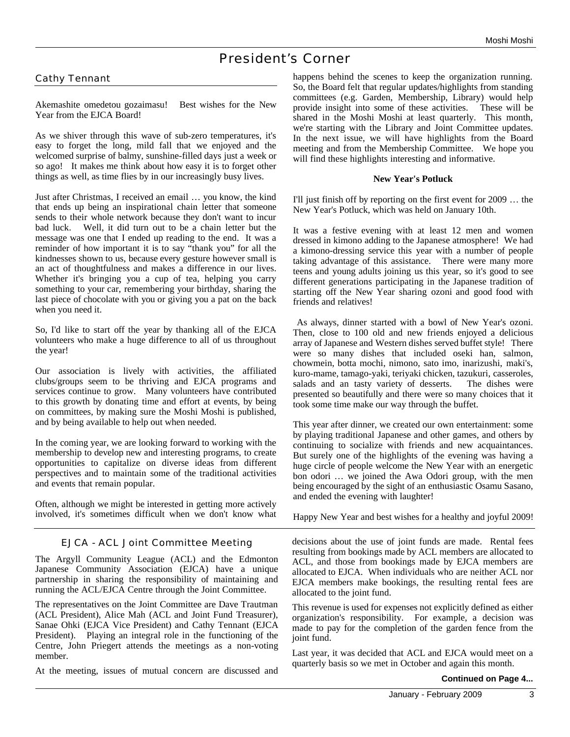# President's Corner

## Cathy Tennant

Akemashite omedetou gozaimasu! Best wishes for the New Year from the EJCA Board!

As we shiver through this wave of sub-zero temperatures, it's easy to forget the long, mild fall that we enjoyed and the welcomed surprise of balmy, sunshine-filled days just a week or so ago! It makes me think about how easy it is to forget other things as well, as time flies by in our increasingly busy lives.

Just after Christmas, I received an email … you know, the kind that ends up being an inspirational chain letter that someone sends to their whole network because they don't want to incur bad luck. Well, it did turn out to be a chain letter but the message was one that I ended up reading to the end. It was a reminder of how important it is to say "thank you" for all the kindnesses shown to us, because every gesture however small is an act of thoughtfulness and makes a difference in our lives. Whether it's bringing you a cup of tea, helping you carry something to your car, remembering your birthday, sharing the last piece of chocolate with you or giving you a pat on the back when you need it.

So, I'd like to start off the year by thanking all of the EJCA volunteers who make a huge difference to all of us throughout the year!

Our association is lively with activities, the affiliated clubs/groups seem to be thriving and EJCA programs and services continue to grow. Many volunteers have contributed to this growth by donating time and effort at events, by being on committees, by making sure the Moshi Moshi is published, and by being available to help out when needed.

In the coming year, we are looking forward to working with the membership to develop new and interesting programs, to create opportunities to capitalize on diverse ideas from different perspectives and to maintain some of the traditional activities and events that remain popular.

Often, although we might be interested in getting more actively involved, it's sometimes difficult when we don't know what happens behind the scenes to keep the organization running. So, the Board felt that regular updates/highlights from standing committees (e.g. Garden, Membership, Library) would help provide insight into some of these activities. These will be shared in the Moshi Moshi at least quarterly. This month, we're starting with the Library and Joint Committee updates. In the next issue, we will have highlights from the Board meeting and from the Membership Committee. We hope you will find these highlights interesting and informative.

**New Year's Potluck**

I'll just finish off by reporting on the first event for 2009 … the New Year's Potluck, which was held on January 10th.

It was a festive evening with at least 12 men and women dressed in kimono adding to the Japanese atmosphere! We had a kimono-dressing service this year with a number of people taking advantage of this assistance. There were many more teens and young adults joining us this year, so it's good to see different generations participating in the Japanese tradition of starting off the New Year sharing ozoni and good food with friends and relatives!

As always, dinner started with a bowl of New Year's ozoni. Then, close to 100 old and new friends enjoyed a delicious array of Japanese and Western dishes served buffet style! There were so many dishes that included oseki han, salmon, chowmein, botta mochi, nimono, sato imo, inarizushi, maki's, kuro-mame, tamago-yaki, teriyaki chicken, tazukuri, casseroles, salads and an tasty variety of desserts. The dishes were presented so beautifully and there were so many choices that it took some time make our way through the buffet.

This year after dinner, we created our own entertainment: some by playing traditional Japanese and other games, and others by continuing to socialize with friends and new acquaintances. But surely one of the highlights of the evening was having a huge circle of people welcome the New Year with an energetic bon odori … we joined the Awa Odori group, with the men being encouraged by the sight of an enthusiastic Osamu Sasano, and ended the evening with laughter!

Happy New Year and best wishes for a healthy and joyful 2009!

## EJCA - ACL Joint Committee Meeting

The Argyll Community League (ACL) and the Edmonton Japanese Community Association (EJCA) have a unique partnership in sharing the responsibility of maintaining and running the ACL/EJCA Centre through the Joint Committee.

The representatives on the Joint Committee are Dave Trautman (ACL President), Alice Mah (ACL and Joint Fund Treasurer), Sanae Ohki (EJCA Vice President) and Cathy Tennant (EJCA President). Playing an integral role in the functioning of the Centre, John Priegert attends the meetings as a non-voting member.

At the meeting, issues of mutual concern are discussed and decisions about the use of joint funds are made. Rental fees resulting from bookings made by ACL members are allocated to ACL, and those from bookings made by EJCA members are allocated to EJCA. When individuals who are neither ACL nor EJCA members make bookings, the resulting rental fees are allocated to the joint fund.

This revenue is used for expenses not explicitly defined as either organization's responsibility. For example, a decision was made to pay for the completion of the garden fence from the joint fund.

Last year, it was decided that ACL and EJCA would meet on a quarterly basis so we met in October and again this month.

**Continued on Page 4...**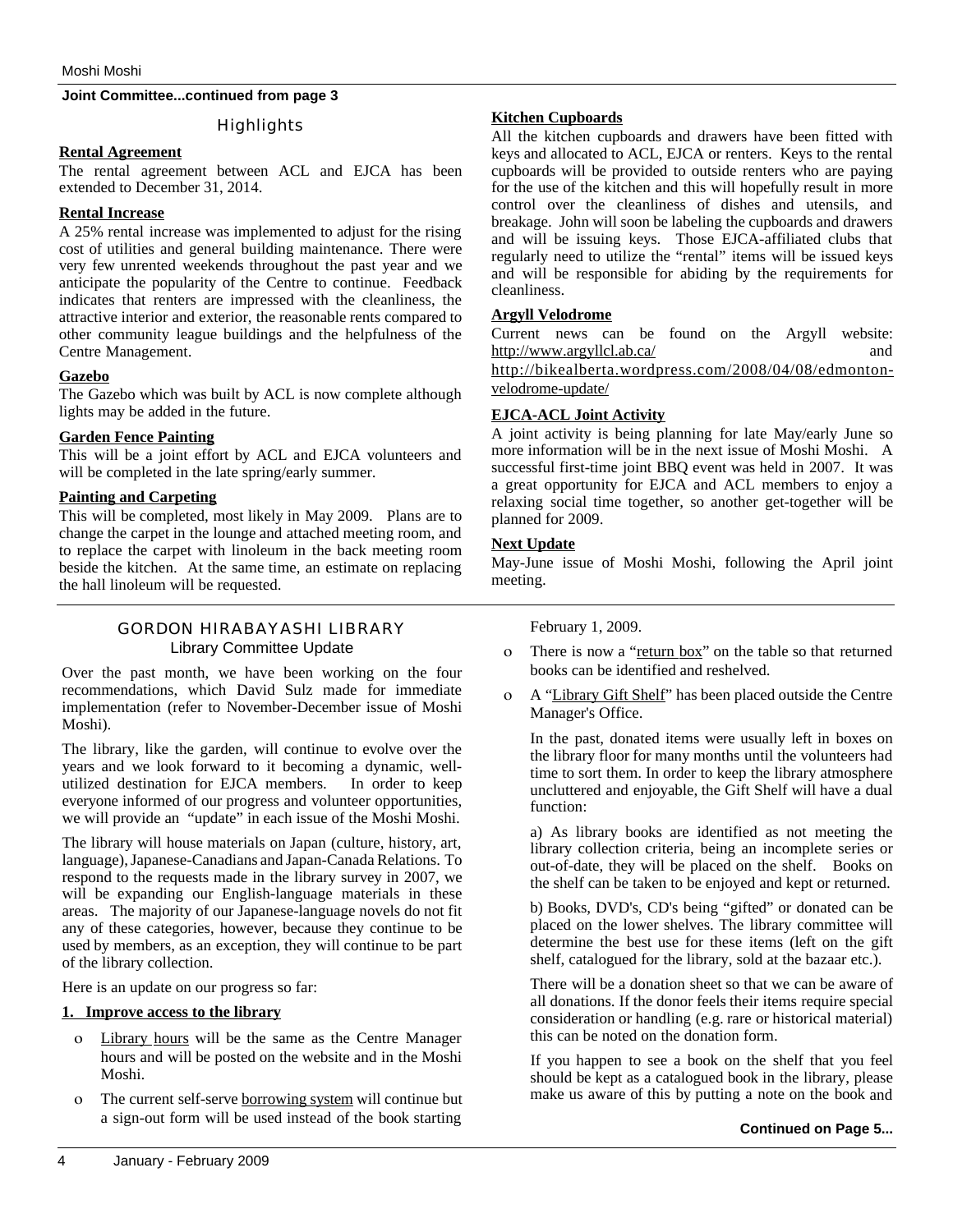**Joint Committee...continued from page 3**

## Highlights

**Rental Agreement**

The rental agreement between ACL and EJCA has been extended to December 31, 2014.

**Rental Increase**

A 25% rental increase was implemented to adjust for the rising cost of utilities and general building maintenance. There were very few unrented weekends throughout the past year and we anticipate the popularity of the Centre to continue. Feedback indicates that renters are impressed with the cleanliness, the attractive interior and exterior, the reasonable rents compared to other community league buildings and the helpfulness of the Centre Management.

**Gazebo**

The Gazebo which was built by ACL is now complete although lights may be added in the future.

**Garden Fence Painting**

This will be a joint effort by ACL and EJCA volunteers and will be completed in the late spring/early summer.

**Painting and Carpeting**

This will be completed, most likely in May 2009. Plans are to change the carpet in the lounge and attached meeting room, and to replace the carpet with linoleum in the back meeting room beside the kitchen. At the same time, an estimate on replacing the hall linoleum will be requested.

**Kitchen Cupboards**

All the kitchen cupboards and drawers have been fitted with keys and allocated to ACL, EJCA or renters. Keys to the rental cupboards will be provided to outside renters who are paying for the use of the kitchen and this will hopefully result in more control over the cleanliness of dishes and utensils, and breakage. John will soon be labeling the cupboards and drawers and will be issuing keys. Those EJCA-affiliated clubs that regularly need to utilize the "rental" items will be issued keys and will be responsible for abiding by the requirements for cleanliness.

**Argyll Velodrome**

Current news can be found on the Argyll website: http://www.argyllcl.ab.ca/ and http://bikealberta.wordpress.com/2008/04/08/edmonton-velodrome-update/

**EJCA-ACL Joint Activity**

A joint activity is being planning for late May/early June so more information will be in the next issue of Moshi Moshi. A successful first-time joint BBQ event was held in 2007. It was a great opportunity for EJCA and ACL members to enjoy a relaxing social time together, so another get-together will be planned for 2009.

**Next Update**

May-June issue of Moshi Moshi, following the April joint meeting.

## GORDON HIRABAYASHI LIBRARY

### Library Committee Update

Over the past month, we have been working on the four recommendations, which David Sulz made for immediate implementation (refer to November-December issue of Moshi Moshi).

The library, like the garden, will continue to evolve over the years and we look forward to it becoming a dynamic, well-utilized destination for EJCA members. In order to keep everyone informed of our progress and volunteer opportunities, we will provide an "update" in each issue of the Moshi Moshi.

The library will house materials on Japan (culture, history, art, language), Japanese-Canadians and Japan-Canada Relations. To respond to the requests made in the library survey in 2007, we will be expanding our English-language materials in these areas. The majority of our Japanese-language novels do not fit any of these categories, however, because they continue to be used by members, as an exception, they will continue to be part of the library collection.

Here is an update on our progress so far:

**1. Improve access to the library**

- Library hours will be the same as the Centre Manager hours and will be posted on the website and in the Moshi Moshi.
- The current self-serve borrowing system will continue but a sign-out form will be used instead of the book starting February 1, 2009.
- There is now a "return box" on the table so that returned books can be identified and reshelved.
- A "Library Gift Shelf" has been placed outside the Centre Manager's Office.

  In the past, donated items were usually left in boxes on the library floor for many months until the volunteers had time to sort them. In order to keep the library atmosphere uncluttered and enjoyable, the Gift Shelf will have a dual function:

  a) As library books are identified as not meeting the library collection criteria, being an incomplete series or out-of-date, they will be placed on the shelf. Books on the shelf can be taken to be enjoyed and kept or returned.

  b) Books, DVD's, CD's being "gifted" or donated can be placed on the lower shelves. The library committee will determine the best use for these items (left on the gift shelf, catalogued for the library, sold at the bazaar etc.).

  There will be a donation sheet so that we can be aware of all donations. If the donor feels their items require special consideration or handling (e.g. rare or historical material) this can be noted on the donation form.

  If you happen to see a book on the shelf that you feel should be kept as a catalogued book in the library, please make us aware of this by putting a note on the book and

**Continued on Page 5...**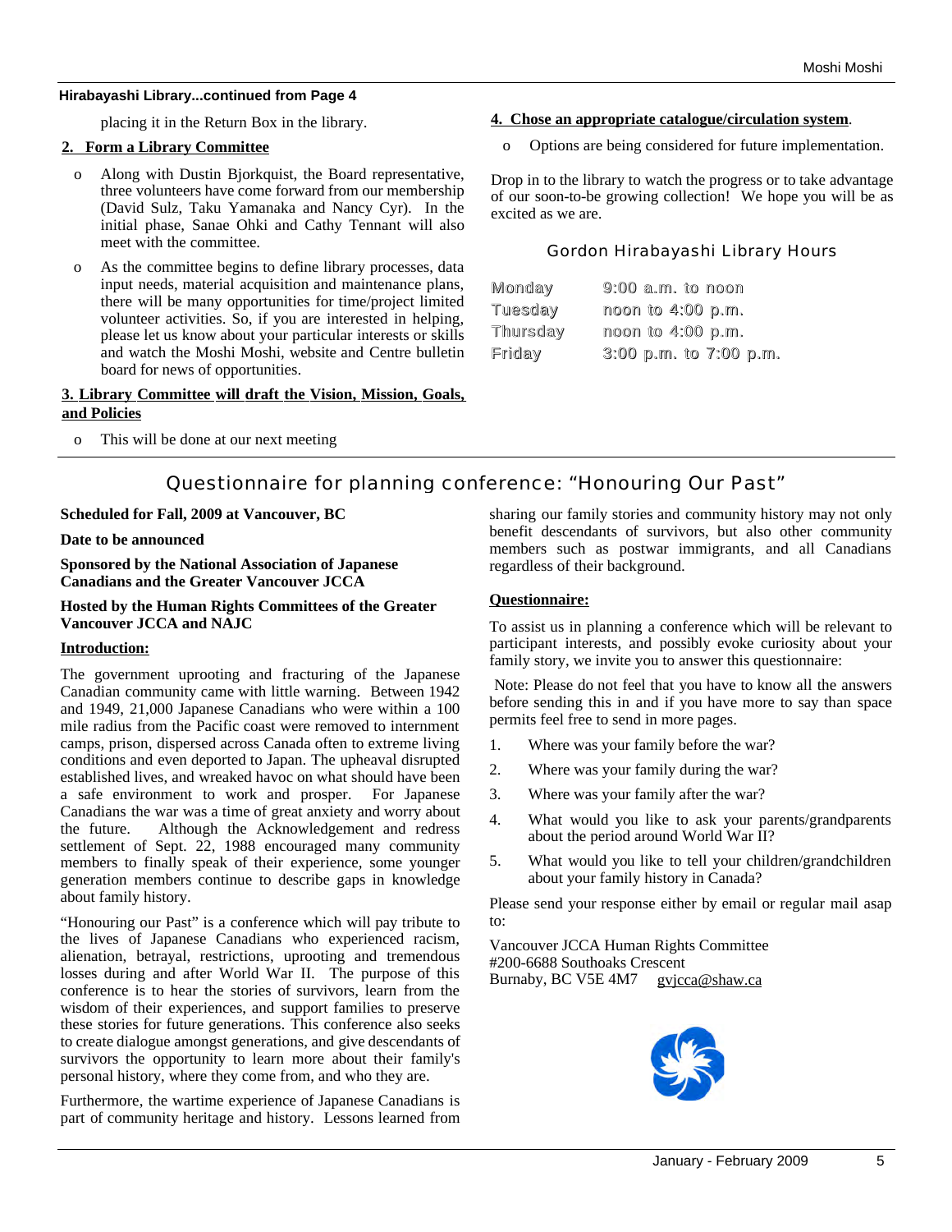**Hirabayashi Library...continued from Page 4**

placing it in the Return Box in the library.

**2. Form a Library Committee**

- Along with Dustin Bjorkquist, the Board representative, three volunteers have come forward from our membership (David Sulz, Taku Yamanaka and Nancy Cyr). In the initial phase, Sanae Ohki and Cathy Tennant will also meet with the committee.
- As the committee begins to define library processes, data input needs, material acquisition and maintenance plans, there will be many opportunities for time/project limited volunteer activities. So, if you are interested in helping, please let us know about your particular interests or skills and watch the Moshi Moshi, website and Centre bulletin board for news of opportunities.

**3. Library Committee will draft the Vision, Mission, Goals, and Policies**

- This will be done at our next meeting

**4. Chose an appropriate catalogue/circulation system.**

- Options are being considered for future implementation.

Drop in to the library to watch the progress or to take advantage of our soon-to-be growing collection! We hope you will be as excited as we are.

### Gordon Hirabayashi Library Hours

| | |
|---|---|
| Monday | 9:00 a.m. to noon |
| Tuesday | noon to 4:00 p.m. |
| Thursday | noon to 4:00 p.m. |
| Friday | 3:00 p.m. to 7:00 p.m. |

## Questionnaire for planning conference: "Honouring Our Past"

**Scheduled for Fall, 2009 at Vancouver, BC**

**Date to be announced**

**Sponsored by the National Association of Japanese Canadians and the Greater Vancouver JCCA**

**Hosted by the Human Rights Committees of the Greater Vancouver JCCA and NAJC**

**Introduction:**

The government uprooting and fracturing of the Japanese Canadian community came with little warning. Between 1942 and 1949, 21,000 Japanese Canadians who were within a 100 mile radius from the Pacific coast were removed to internment camps, prison, dispersed across Canada often to extreme living conditions and even deported to Japan. The upheaval disrupted established lives, and wreaked havoc on what should have been a safe environment to work and prosper. For Japanese Canadians the war was a time of great anxiety and worry about the future. Although the Acknowledgement and redress settlement of Sept. 22, 1988 encouraged many community members to finally speak of their experience, some younger generation members continue to describe gaps in knowledge about family history.

"Honouring our Past" is a conference which will pay tribute to the lives of Japanese Canadians who experienced racism, alienation, betrayal, restrictions, uprooting and tremendous losses during and after World War II. The purpose of this conference is to hear the stories of survivors, learn from the wisdom of their experiences, and support families to preserve these stories for future generations. This conference also seeks to create dialogue amongst generations, and give descendants of survivors the opportunity to learn more about their family's personal history, where they come from, and who they are.

Furthermore, the wartime experience of Japanese Canadians is part of community heritage and history. Lessons learned from sharing our family stories and community history may not only benefit descendants of survivors, but also other community members such as postwar immigrants, and all Canadians regardless of their background.

**Questionnaire:**

To assist us in planning a conference which will be relevant to participant interests, and possibly evoke curiosity about your family story, we invite you to answer this questionnaire:

Note: Please do not feel that you have to know all the answers before sending this in and if you have more to say than space permits feel free to send in more pages.

1. Where was your family before the war?
2. Where was your family during the war?
3. Where was your family after the war?
4. What would you like to ask your parents/grandparents about the period around World War II?
5. What would you like to tell your children/grandchildren about your family history in Canada?

Please send your response either by email or regular mail asap to:

Vancouver JCCA Human Rights Committee
#200-6688 Southoaks Crescent
Burnaby, BC V5E 4M7 gvjcca@shaw.ca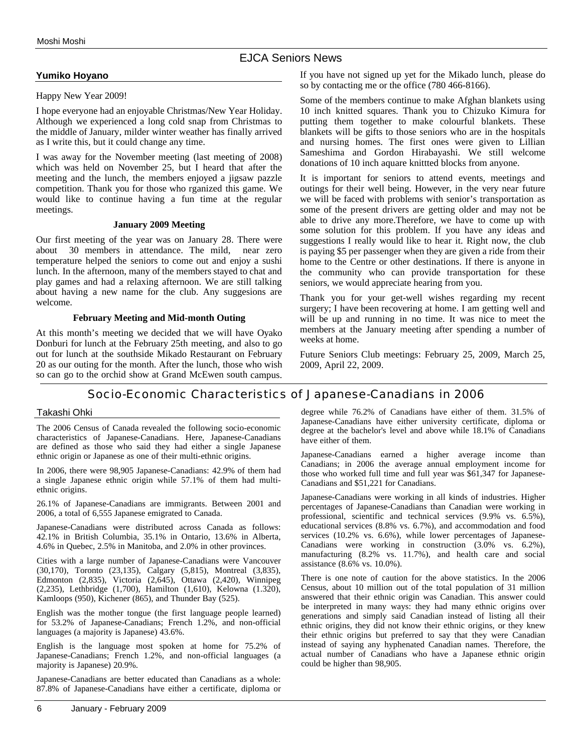## EJCA Seniors News

### Yumiko Hoyano

Happy New Year 2009!

I hope everyone had an enjoyable Christmas/New Year Holiday. Although we experienced a long cold snap from Christmas to the middle of January, milder winter weather has finally arrived as I write this, but it could change any time.

I was away for the November meeting (last meeting of 2008) which was held on November 25, but I heard that after the meeting and the lunch, the members enjoyed a jigsaw pazzle competition. Thank you for those who rganized this game. We would like to continue having a fun time at the regular meetings.

**January 2009 Meeting**

Our first meeting of the year was on January 28. There were about 30 members in attendance. The mild, near zero temperature helped the seniors to come out and enjoy a sushi lunch. In the afternoon, many of the members stayed to chat and play games and had a relaxing afternoon. We are still talking about having a new name for the club. Any suggesions are welcome.

**February Meeting and Mid-month Outing**

At this month's meeting we decided that we will have Oyako Donburi for lunch at the February 25th meeting, and also to go out for lunch at the southside Mikado Restaurant on February 20 as our outing for the month. After the lunch, those who wish so can go to the orchid show at Grand McEwen south campus. If you have not signed up yet for the Mikado lunch, please do so by contacting me or the office (780 466-8166).

Some of the members continue to make Afghan blankets using 10 inch knitted squares. Thank you to Chizuko Kimura for putting them together to make colourful blankets. These blankets will be gifts to those seniors who are in the hospitals and nursing homes. The first ones were given to Lillian Sameshima and Gordon Hirabayashi. We still welcome donations of 10 inch aquare knittted blocks from anyone.

It is important for seniors to attend events, meetings and outings for their well being. However, in the very near future we will be faced with problems with senior's transportation as some of the present drivers are getting older and may not be able to drive any more.Therefore, we have to come up with some solution for this problem. If you have any ideas and suggestions I really would like to hear it. Right now, the club is paying $5 per passenger when they are given a ride from their home to the Centre or other destinations. If there is anyone in the community who can provide transportation for these seniors, we would appreciate hearing from you.

Thank you for your get-well wishes regarding my recent surgery; I have been recovering at home. I am getting well and will be up and running in no time. It was nice to meet the members at the January meeting after spending a number of weeks at home.

Future Seniors Club meetings: February 25, 2009, March 25, 2009, April 22, 2009.

## Socio-Economic Characteristics of Japanese-Canadians in 2006

### Takashi Ohki

The 2006 Census of Canada revealed the following socio-economic characteristics of Japanese-Canadians. Here, Japanese-Canadians are defined as those who said they had either a single Japanese ethnic origin or Japanese as one of their multi-ethnic origins.

In 2006, there were 98,905 Japanese-Canadians: 42.9% of them had a single Japanese ethnic origin while 57.1% of them had multi-ethnic origins.

26.1% of Japanese-Canadians are immigrants. Between 2001 and 2006, a total of 6,555 Japanese emigrated to Canada.

Japanese-Canadians were distributed across Canada as follows: 42.1% in British Columbia, 35.1% in Ontario, 13.6% in Alberta, 4.6% in Quebec, 2.5% in Manitoba, and 2.0% in other provinces.

Cities with a large number of Japanese-Canadians were Vancouver (30,170), Toronto (23,135), Calgary (5,815), Montreal (3,835), Edmonton (2,835), Victoria (2,645), Ottawa (2,420), Winnipeg (2,235), Lethbridge (1,700), Hamilton (1,610), Kelowna (1.320), Kamloops (950), Kichener (865), and Thunder Bay (525).

English was the mother tongue (the first language people learned) for 53.2% of Japanese-Canadians; French 1.2%, and non-official languages (a majority is Japanese) 43.6%.

English is the language most spoken at home for 75.2% of Japanese-Canadians; French 1.2%, and non-official languages (a majority is Japanese) 20.9%.

Japanese-Canadians are better educated than Canadians as a whole: 87.8% of Japanese-Canadians have either a certificate, diploma or degree while 76.2% of Canadians have either of them. 31.5% of Japanese-Canadians have either university certificate, diploma or degree at the bachelor's level and above while 18.1% of Canadians have either of them.

Japanese-Canadians earned a higher average income than Canadians; in 2006 the average annual employment income for those who worked full time and full year was $61,347 for Japanese-Canadians and $51,221 for Canadians.

Japanese-Canadians were working in all kinds of industries. Higher percentages of Japanese-Canadians than Canadian were working in professional, scientific and technical services (9.9% vs. 6.5%), educational services (8.8% vs. 6.7%), and accommodation and food services (10.2% vs. 6.6%), while lower percentages of Japanese-Canadians were working in construction (3.0% vs. 6.2%), manufacturing (8.2% vs. 11.7%), and health care and social assistance (8.6% vs. 10.0%).

There is one note of caution for the above statistics. In the 2006 Census, about 10 million out of the total population of 31 million answered that their ethnic origin was Canadian. This answer could be interpreted in many ways: they had many ethnic origins over generations and simply said Canadian instead of listing all their ethnic origins, they did not know their ethnic origins, or they knew their ethnic origins but preferred to say that they were Canadian instead of saying any hyphenated Canadian names. Therefore, the actual number of Canadians who have a Japanese ethnic origin could be higher than 98,905.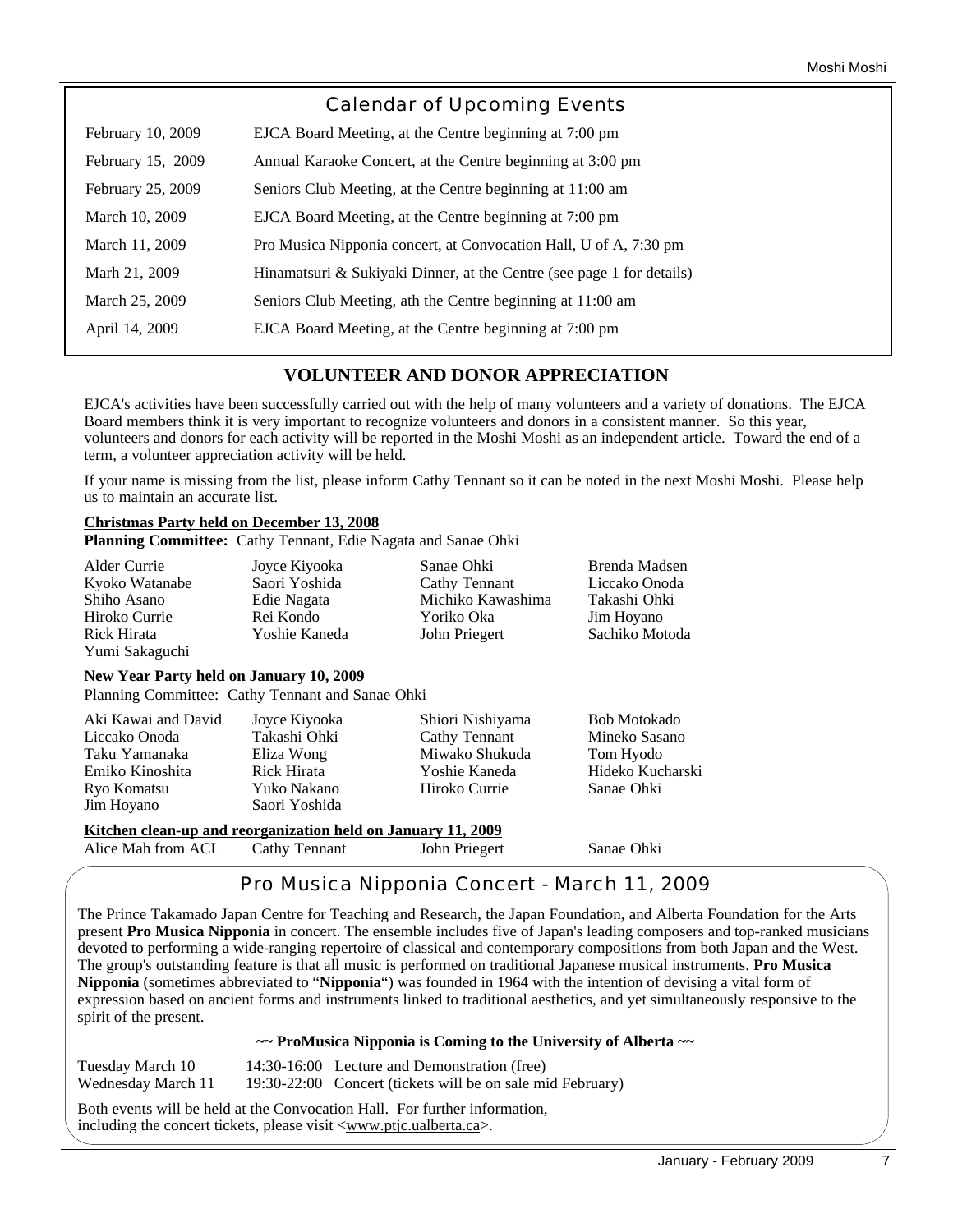## Calendar of Upcoming Events

| | |
|---|---|
| February 10, 2009 | EJCA Board Meeting, at the Centre beginning at 7:00 pm |
| February 15, 2009 | Annual Karaoke Concert, at the Centre beginning at 3:00 pm |
| February 25, 2009 | Seniors Club Meeting, at the Centre beginning at 11:00 am |
| March 10, 2009 | EJCA Board Meeting, at the Centre beginning at 7:00 pm |
| March 11, 2009 | Pro Musica Nipponia concert, at Convocation Hall, U of A, 7:30 pm |
| Marh 21, 2009 | Hinamatsuri & Sukiyaki Dinner, at the Centre (see page 1 for details) |
| March 25, 2009 | Seniors Club Meeting, ath the Centre beginning at 11:00 am |
| April 14, 2009 | EJCA Board Meeting, at the Centre beginning at 7:00 pm |

## VOLUNTEER AND DONOR APPRECIATION

EJCA's activities have been successfully carried out with the help of many volunteers and a variety of donations. The EJCA Board members think it is very important to recognize volunteers and donors in a consistent manner. So this year, volunteers and donors for each activity will be reported in the Moshi Moshi as an independent article. Toward the end of a term, a volunteer appreciation activity will be held.

If your name is missing from the list, please inform Cathy Tennant so it can be noted in the next Moshi Moshi. Please help us to maintain an accurate list.

**Christmas Party held on December 13, 2008**

**Planning Committee:** Cathy Tennant, Edie Nagata and Sanae Ohki

| | | | |
|---|---|---|---|
| Alder Currie | Joyce Kiyooka | Sanae Ohki | Brenda Madsen |
| Kyoko Watanabe | Saori Yoshida | Cathy Tennant | Liccako Onoda |
| Shiho Asano | Edie Nagata | Michiko Kawashima | Takashi Ohki |
| Hiroko Currie | Rei Kondo | Yoriko Oka | Jim Hoyano |
| Rick Hirata | Yoshie Kaneda | John Priegert | Sachiko Motoda |
| Yumi Sakaguchi | | | |

**New Year Party held on January 10, 2009**

Planning Committee: Cathy Tennant and Sanae Ohki

| | | | |
|---|---|---|---|
| Aki Kawai and David | Joyce Kiyooka | Shiori Nishiyama | Bob Motokado |
| Liccako Onoda | Takashi Ohki | Cathy Tennant | Mineko Sasano |
| Taku Yamanaka | Eliza Wong | Miwako Shukuda | Tom Hyodo |
| Emiko Kinoshita | Rick Hirata | Yoshie Kaneda | Hideko Kucharski |
| Ryo Komatsu | Yuko Nakano | Hiroko Currie | Sanae Ohki |
| Jim Hoyano | Saori Yoshida | | |

**Kitchen clean-up and reorganization held on January 11, 2009**

| | | | |
|---|---|---|---|
| Alice Mah from ACL | Cathy Tennant | John Priegert | Sanae Ohki |

## Pro Musica Nipponia Concert - March 11, 2009

The Prince Takamado Japan Centre for Teaching and Research, the Japan Foundation, and Alberta Foundation for the Arts present **Pro Musica Nipponia** in concert. The ensemble includes five of Japan's leading composers and top-ranked musicians devoted to performing a wide-ranging repertoire of classical and contemporary compositions from both Japan and the West. The group's outstanding feature is that all music is performed on traditional Japanese musical instruments. **Pro Musica Nipponia** (sometimes abbreviated to "**Nipponia**") was founded in 1964 with the intention of devising a vital form of expression based on ancient forms and instruments linked to traditional aesthetics, and yet simultaneously responsive to the spirit of the present.

**~~ ProMusica Nipponia is Coming to the University of Alberta ~~**

| | | |
|---|---|---|
| Tuesday March 10 | 14:30-16:00 | Lecture and Demonstration (free) |
| Wednesday March 11 | 19:30-22:00 | Concert (tickets will be on sale mid February) |

Both events will be held at the Convocation Hall. For further information, including the concert tickets, please visit <www.ptjc.ualberta.ca>.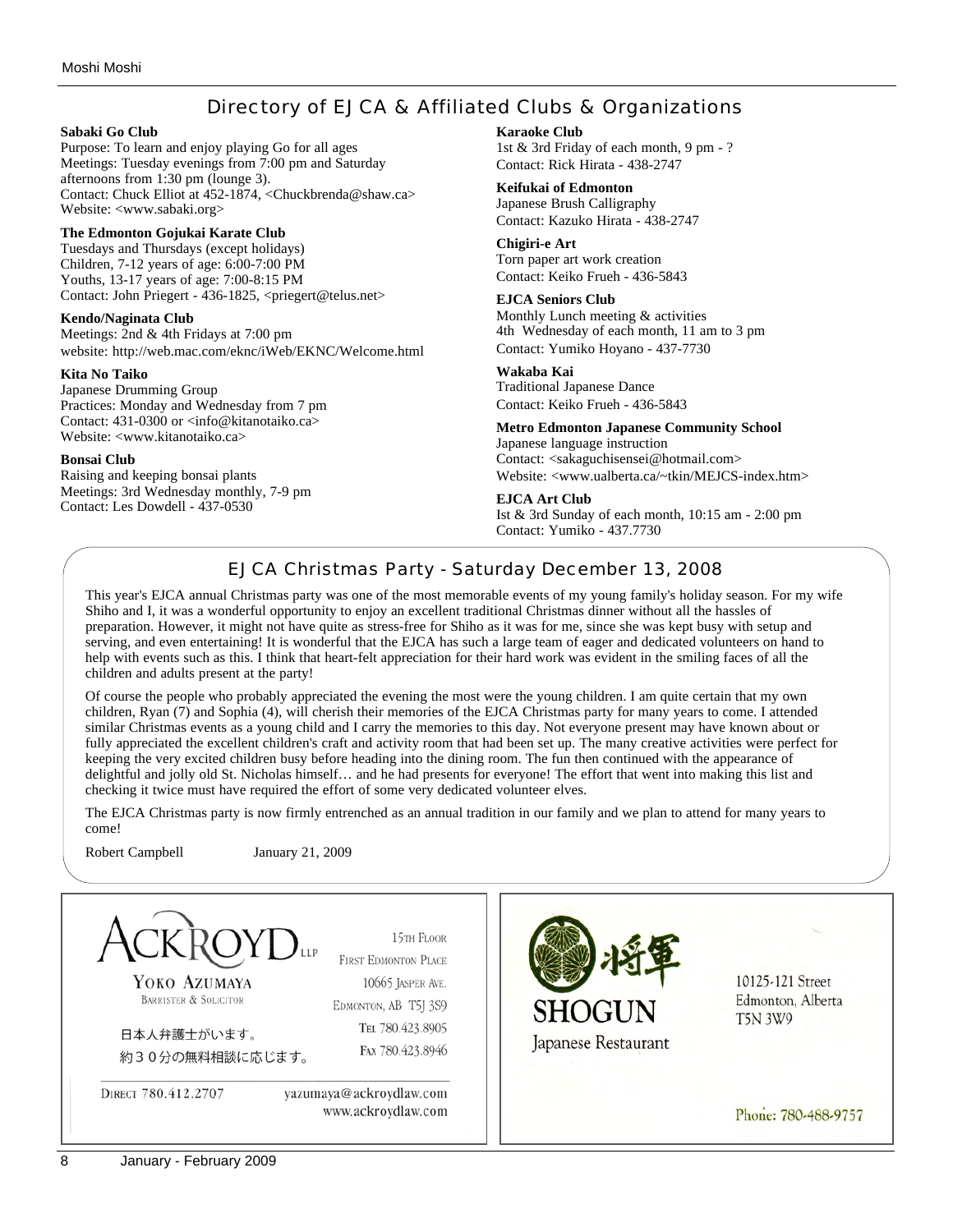## Directory of EJCA & Affiliated Clubs & Organizations

**Sabaki Go Club**
Purpose: To learn and enjoy playing Go for all ages
Meetings: Tuesday evenings from 7:00 pm and Saturday afternoons from 1:30 pm (lounge 3).
Contact: Chuck Elliot at 452-1874, <Chuckbrenda@shaw.ca>
Website: <www.sabaki.org>

**The Edmonton Gojukai Karate Club**
Tuesdays and Thursdays (except holidays)
Children, 7-12 years of age: 6:00-7:00 PM
Youths, 13-17 years of age: 7:00-8:15 PM
Contact: John Priegert - 436-1825, <priegert@telus.net>

**Kendo/Naginata Club**
Meetings: 2nd & 4th Fridays at 7:00 pm
website: http://web.mac.com/eknc/iWeb/EKNC/Welcome.html

**Kita No Taiko**
Japanese Drumming Group
Practices: Monday and Wednesday from 7 pm
Contact: 431-0300 or <info@kitanotaiko.ca>
Website: <www.kitanotaiko.ca>

**Bonsai Club**
Raising and keeping bonsai plants
Meetings: 3rd Wednesday monthly, 7-9 pm
Contact: Les Dowdell - 437-0530

**Karaoke Club**
1st & 3rd Friday of each month, 9 pm - ?
Contact: Rick Hirata - 438-2747

**Keifukai of Edmonton**
Japanese Brush Calligraphy
Contact: Kazuko Hirata - 438-2747

**Chigiri-e Art**
Torn paper art work creation
Contact: Keiko Frueh - 436-5843

**EJCA Seniors Club**
Monthly Lunch meeting & activities
4th Wednesday of each month, 11 am to 3 pm
Contact: Yumiko Hoyano - 437-7730

**Wakaba Kai**
Traditional Japanese Dance
Contact: Keiko Frueh - 436-5843

**Metro Edmonton Japanese Community School**
Japanese language instruction
Contact: <sakaguchisensei@hotmail.com>
Website: <www.ualberta.ca/~tkin/MEJCS-index.htm>

**EJCA Art Club**
Ist & 3rd Sunday of each month, 10:15 am - 2:00 pm
Contact: Yumiko - 437.7730

## EJCA Christmas Party - Saturday December 13, 2008

This year's EJCA annual Christmas party was one of the most memorable events of my young family's holiday season. For my wife Shiho and I, it was a wonderful opportunity to enjoy an excellent traditional Christmas dinner without all the hassles of preparation. However, it might not have quite as stress-free for Shiho as it was for me, since she was kept busy with setup and serving, and even entertaining! It is wonderful that the EJCA has such a large team of eager and dedicated volunteers on hand to help with events such as this. I think that heart-felt appreciation for their hard work was evident in the smiling faces of all the children and adults present at the party!

Of course the people who probably appreciated the evening the most were the young children. I am quite certain that my own children, Ryan (7) and Sophia (4), will cherish their memories of the EJCA Christmas party for many years to come. I attended similar Christmas events as a young child and I carry the memories to this day. Not everyone present may have known about or fully appreciated the excellent children's craft and activity room that had been set up. The many creative activities were perfect for keeping the very excited children busy before heading into the dining room. The fun then continued with the appearance of delightful and jolly old St. Nicholas himself… and he had presents for everyone! The effort that went into making this list and checking it twice must have required the effort of some very dedicated volunteer elves.

The EJCA Christmas party is now firmly entrenched as an annual tradition in our family and we plan to attend for many years to come!

Robert Campbell January 21, 2009

ACKROYD LLP

YOKO AZUMAYA
BARRISTER & SOLICITOR

日本人弁護士がいます。
約３０分の無料相談に応じます。

15TH FLOOR
FIRST EDMONTON PLACE
10665 JASPER AVE.
EDMONTON, AB T5J 3S9
TEL 780.423.8905
FAX 780.423.8946

DIRECT 780.412.2707
yazumaya@ackroydlaw.com
www.ackroydlaw.com

将軍
SHOGUN
Japanese Restaurant

10125-121 Street
Edmonton, Alberta
T5N 3W9

Phone: 780-488-9757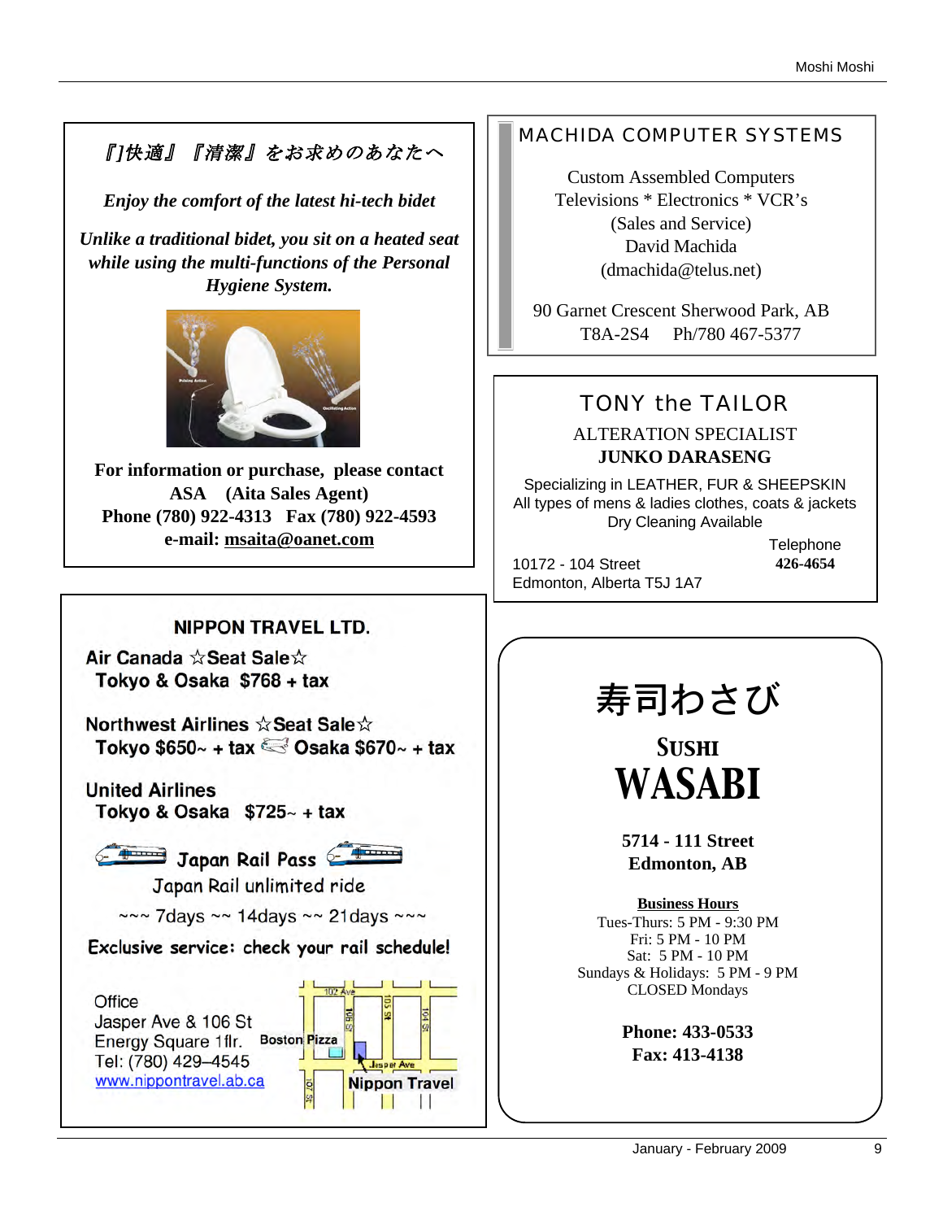*『]快適』『清潔』をお求めのあなたへ*

***Enjoy the comfort of the latest hi-tech bidet***

***Unlike a traditional bidet, you sit on a heated seat while using the multi-functions of the Personal Hygiene System.***

**For information or purchase, please contact**
**ASA (Aita Sales Agent)**
**Phone (780) 922-4313 Fax (780) 922-4593**
**e-mail: msaita@oanet.com**

## NIPPON TRAVEL LTD.

**Air Canada ☆Seat Sale☆**
**Tokyo & Osaka $768 + tax**

**Northwest Airlines ☆Seat Sale☆**
**Tokyo $650~ + tax Osaka $670~ + tax**

**United Airlines**
**Tokyo & Osaka $725~ + tax**

**Japan Rail Pass**
Japan Rail unlimited ride
~~~ 7days ~~ 14days ~~ 21days ~~~

**Exclusive service: check your rail schedule!**

Office
Jasper Ave & 106 St
Energy Square 1flr.
Tel: (780) 429–4545
www.nippontravel.ab.ca

102 Ave, 105 St, 104 St, 106 St, 107 St, Jasper Ave, Boston Pizza, Nippon Travel

## MACHIDA COMPUTER SYSTEMS

Custom Assembled Computers
Televisions * Electronics * VCR's
(Sales and Service)
David Machida
(dmachida@telus.net)

90 Garnet Crescent Sherwood Park, AB
T8A-2S4 Ph/780 467-5377

## TONY the TAILOR

ALTERATION SPECIALIST
**JUNKO DARASENG**

Specializing in LEATHER, FUR & SHEEPSKIN
All types of mens & ladies clothes, coats & jackets
Dry Cleaning Available

10172 - 104 Street
Edmonton, Alberta T5J 1A7

Telephone
**426-4654**

# 寿司わさび

## SUSHI WASABI

**5714 - 111 Street**
**Edmonton, AB**

**Business Hours**
Tues-Thurs: 5 PM - 9:30 PM
Fri: 5 PM - 10 PM
Sat: 5 PM - 10 PM
Sundays & Holidays: 5 PM - 9 PM
CLOSED Mondays

**Phone: 433-0533**
**Fax: 413-4138**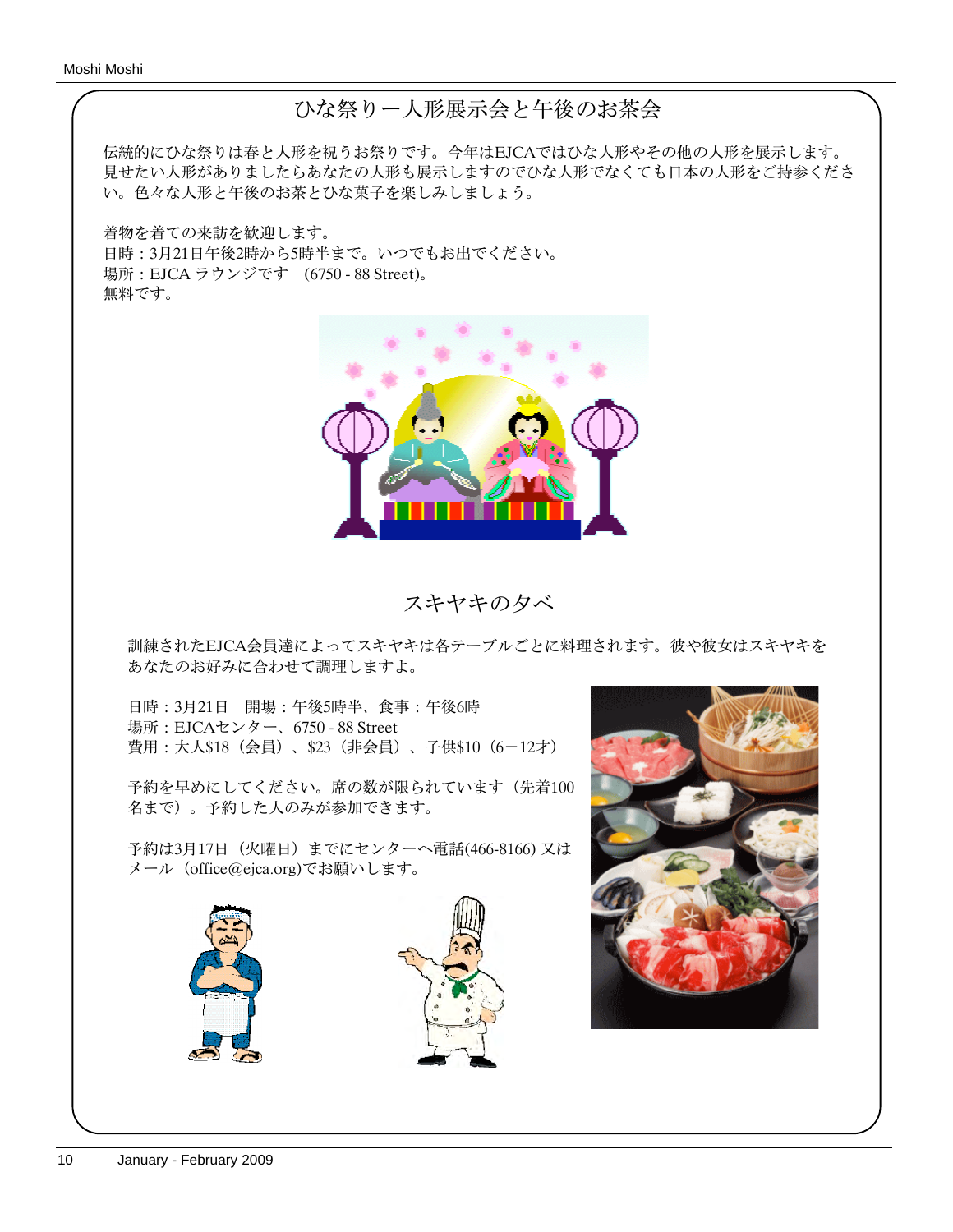## ひな祭りー人形展示会と午後のお茶会

伝統的にひな祭りは春と人形を祝うお祭りです。今年はEJCAではひな人形やその他の人形を展示します。見せたい人形がありましたらあなたの人形も展示しますのでひな人形でなくても日本の人形をご持参ください。色々な人形と午後のお茶とひな菓子を楽しみしましょう。

着物を着ての来訪を歓迎します。
日時：3月21日午後2時から5時半まで。いつでもお出でください。
場所：EJCA ラウンジです　(6750 - 88 Street)。
無料です。

## スキヤキの夕べ

訓練されたEJCA会員達によってスキヤキは各テーブルごとに料理されます。彼や彼女はスキヤキをあなたのお好みに合わせて調理しますよ。

日時：3月21日　開場：午後5時半、食事：午後6時
場所：EJCAセンター、6750 - 88 Street
費用：大人$18（会員）、$23（非会員）、子供$10（6−12才）

予約を早めにしてください。席の数が限られています（先着100名まで）。予約した人のみが参加できます。

予約は3月17日（火曜日）までにセンターへ電話(466-8166) 又はメール（office@ejca.org)でお願いします。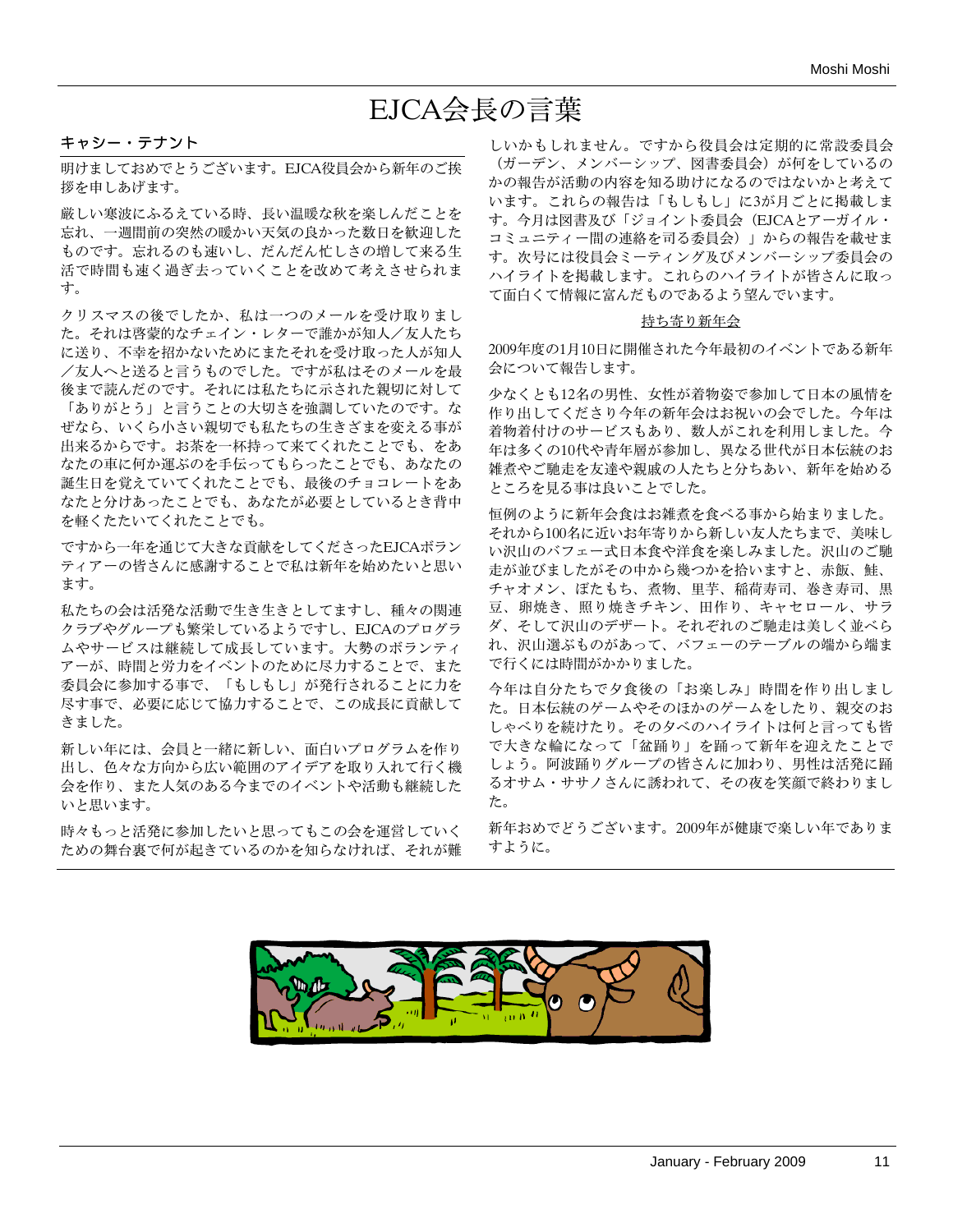# EJCA会長の言葉

## キャシー・テナント

明けましておめでとうございます。EJCA役員会から新年のご挨拶を申しあげます。

厳しい寒波にふるえている時、長い温暖な秋を楽しんだことを忘れ、一週間前の突然の暖かい天気の良かった数日を歓迎したものです。忘れるのも速いし、だんだん忙しさの増して来る生活で時間も速く過ぎ去っていくことを改めて考えさせられます。

クリスマスの後でしたか、私は一つのメールを受け取りました。それは啓蒙的なチェイン・レターで誰かが知人／友人たちに送り、不幸を招かないためにまたそれを受け取った人が知人／友人へと送ると言うものでした。ですが私はそのメールを最後まで読んだのです。それには私たちに示された親切に対して「ありがとう」と言うことの大切さを強調していたのです。なぜなら、いくら小さい親切でも私たちの生きざまを変える事が出来るからです。お茶を一杯持って来てくれたことでも、をあなたの車に何か運ぶのを手伝ってもらったことでも、あなたの誕生日を覚えていてくれたことでも、最後のチョコレートをあなたと分けあったことでも、あなたが必要としているとき背中を軽くたたいてくれたことでも。

ですから一年を通じて大きな貢献をしてくださったEJCAボランティアーの皆さんに感謝することで私は新年を始めたいと思います。

私たちの会は活発な活動で生き生きとしてますし、種々の関連クラブやグループも繁栄しているようですし、EJCAのプログラムやサービスは継続して成長しています。大勢のボランティアーが、時間と労力をイベントのために尽力することで、また委員会に参加する事で、「もしもし」が発行されることに力を尽す事で、必要に応じて協力することで、この成長に貢献してきました。

新しい年には、会員と一緒に新しい、面白いプログラムを作り出し、色々な方向から広い範囲のアイデアを取り入れて行く機会を作り、また人気のある今までのイベントや活動も継続したいと思います。

時々もっと活発に参加したいと思ってもこの会を運営していくための舞台裏で何が起きているのかを知らなければ、それが難しいかもしれません。ですから役員会は定期的に常設委員会（ガーデン、メンバーシップ、図書委員会）が何をしているのかの報告が活動の内容を知る助けになるのではないかと考えています。これらの報告は「もしもし」に3が月ごとに掲載します。今月は図書及び「ジョイント委員会（EJCAとアーガイル・コミュニティー間の連絡を司る委員会）」からの報告を載せます。次号には役員会ミーティング及びメンバーシップ委員会のハイライトを掲載します。これらのハイライトが皆さんに取って面白くて情報に富んだものであるよう望んでいます。

### 持ち寄り新年会

2009年度の1月10日に開催された今年最初のイベントである新年会について報告します。

少なくとも12名の男性、女性が着物姿で参加して日本の風情を作り出してくださり今年の新年会はお祝いの会でした。今年は着物着付けのサービスもあり、数人がこれを利用しました。今年は多くの10代や青年層が参加し、異なる世代が日本伝統のお雑煮やご馳走を友達や親戚の人たちと分ちあい、新年を始めるところを見る事は良いことでした。

恒例のように新年会食はお雑煮を食べる事から始まりました。それから100名に近いお年寄りから新しい友人たちまで、美味しい沢山のバフェー式日本食や洋食を楽しみました。沢山のご馳走が並びましたがその中から幾つかを拾いますと、赤飯、鮭、チャオメン、ぼたもち、煮物、里芋、稲荷寿司、巻き寿司、黒豆、卵焼き、照り焼きチキン、田作り、キャセロール、サラダ、そして沢山のデザート。それぞれのご馳走は美しく並べられ、沢山選ぶものがあって、バフェーのテーブルの端から端まで行くには時間がかかりました。

今年は自分たちで夕食後の「お楽しみ」時間を作り出しました。日本伝統のゲームやそのほかのゲームをしたり、親交のおしゃべりを続けたり。その夕べのハイライトは何と言っても皆で大きな輪になって「盆踊り」を踊って新年を迎えたことでしょう。阿波踊りグループの皆さんに加わり、男性は活発に踊るオサム・ササノさんに誘われて、その夜を笑顔で終わりました。

新年おめでどうございます。2009年が健康で楽しい年でありますように。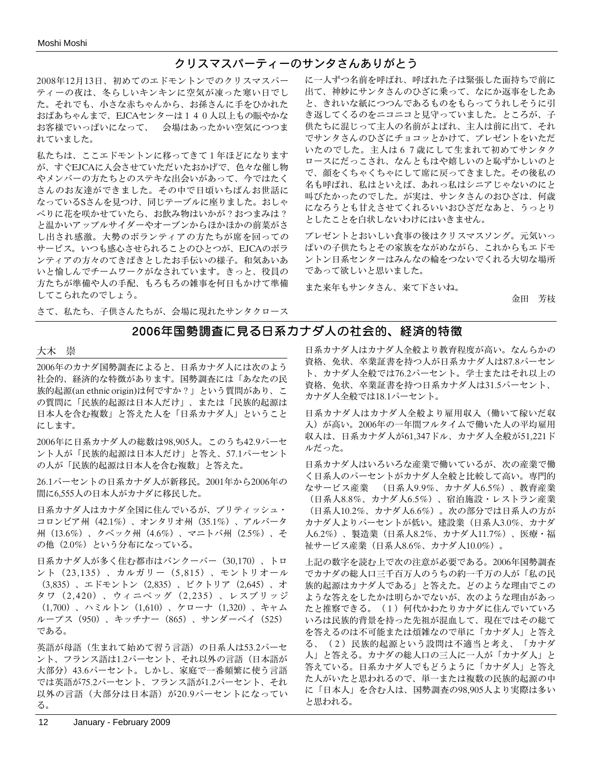## クリスマスパーティーのサンタさんありがとう

2008年12月13日、初めてのエドモントンでのクリスマスパーティーの夜は、冬らしいキンキンに空気が凍った寒い日でした。それでも、小さな赤ちゃんから、お孫さんに手をひかれたおばあちゃんまで、EJCAセンターは１４０人以上もの賑やかなお客様でいっぱいになって、　会場はあったかい空気につつまれていました。

私たちは、ここエドモントンに移ってきて１年ほどになりますが、すぐEJCAに入会させていただいたおかげで、色々な催し物やメンバーの方たちとのステキな出会いがあって、今ではたくさんのお友達ができました。その中で日頃いちばんお世話になっているSさんを見つけ、同じテーブルに座りました。おしゃべりに花を咲かせていたら、お飲み物はいかが？おつまみは？と温かいアップルサイダーやオーブンからほかほかの前菜がさし出され感激。大勢のボランティアの方たちが席を回ってのサービス。いつも感心させられることのひとつが、EJCAのボランティアの方々のてきぱきとしたお手伝いの様子。和気あいあいと愉しんでチームワークがなされています。きっと、役員の方たちが準備や人の手配、もろもろの雑事を何日もかけて準備してこられたのでしょう。

さて、私たち、子供さんたちが、会場に現れたサンタクロースに一人ずつ名前を呼ばれ、呼ばれた子は緊張した面持ちで前に出て、神妙にサンタさんのひざに乗って、なにか返事をしたあと、きれいな紙につつんであるものをもらってうれしそうに引き返してくるのをニコニコと見守っていました。ところが、子供たちに混じって主人の名前がよばれ、主人は前に出て、それでサンタさんのひざにチョコッとかけて、プレゼントをいただいたのでした。主人は６７歳にして生まれて初めてサンタクロースにだっこされ、なんともはや嬉しいのと恥ずかしいのとで、顔をくちゃくちゃにして席に戻ってきました。その後私の名も呼ばれ、私はといえば、あれっ私はシニアじゃないのにと叫びたかったのでした。が実は、サンタさんのおひざは、何歳になろうとも甘えさせてくれるいいおひざだなあと、うっとりとしたことを白状しないわけにはいきません。

プレゼントとおいしい食事の後はクリスマスソング。元気いっぱいの子供たちとその家族をながめながら、これからもエドモントン日系センターはみんなの輪をつないでくれる大切な場所であって欲しいと思いました。

また来年もサンタさん、来て下さいね。

金田　芳枝

## 2006年国勢調査に見る日系カナダ人の社会的、経済的特徴

大木　崇

2006年のカナダ国勢調査によると、日系カナダ人には次のよう社会的、経済的な特徴があります。国勢調査には「あなたの民族的起源(an ethnic origin)は何ですか？」という質問があり、この質問に「民族的起源は日本人だけ」、または「民族的起源は日本人を含む複数」と答えた人を「日系カナダ人」ということにします。

2006年に日系カナダ人の総数は98,905人。このうち42.9パーセント人が「民族的起源は日本人だけ」と答え、57.1パーセントの人が「民族的起源は日本人を含む複数」と答えた。

26.1パーセントの日系カナダ人が新移民。2001年から2006年の間に6,555人の日本人がカナダに移民した。

日系カナダ人はカナダ全国に住んでいるが、ブリティッシュ・コロンビア州（42.1%）、オンタリオ州（35.1%）、アルバータ州（13.6%）、クベック州（4.6%）、マニトバ州（2.5%）、その他（2.0%）という分布になっている。

日系カナダ人が多く住む都市はバンクーバー（30,170）、トロント（23,135）、カルガリー（5,815）、モントリオール（3,835）、エドモントン（2,835）、ビクトリア（2,645）、オタワ（2,420）、ウィニペッグ（2,235）、レスブリッジ（1,700）、ハミルトン（1,610）、ケローナ（1,320）、キャムループス（950）、キッチナー（865）、サンダーベイ（525）である。

英語が母語（生まれて始めて習う言語）の日系人は53.2パーセント、フランス語は1.2パーセント、それ以外の言語（日本語が大部分）43.6パーセント。しかし、家庭で一番頻繁に使う言語では英語が75.2パーセント、フランス語が1.2パーセント、それ以外の言語（大部分は日本語）が20.9パーセントになっている。

日系カナダ人はカナダ人全般より教育程度が高い。なんらかの資格、免状、卒業証書を持つ人が日系カナダ人は87.8パーセント、カナダ人全般では76.2パーセント。学士またはそれ以上の資格、免状、卒業証書を持つ日系カナダ人は31.5パーセント、カナダ人全般では18.1パーセント。

日系カナダ人はカナダ人全般より雇用収入（働いて稼いだ収入）が高い。2006年の一年間フルタイムで働いた人の平均雇用収入は、日系カナダ人が61,347ドル、カナダ人全般が51,221ドルだった。

日系カナダ人はいろいろな産業で働いているが、次の産業で働く日系人のパーセントがカナダ人全般と比較して高い。専門的なサービス産業　（日系人9.9%、カナダ人6.5%）、教育産業（日系人8.8%、カナダ人6.5%）、宿泊施設・レストラン産業（日系人10.2%、カナダ人6.6%）。次の部分では日系人の方がカナダ人よりパーセントが低い。建設業（日系人3.0%、カナダ人6.2%）、製造業（日系人8.2%、カナダ人11.7%）、医療・福祉サービス産業（日系人8.6%、カナダ人10.0%）。

上記の数字を読む上で次の注意が必要である。2006年国勢調査でカナダの総人口三千百万人のうちの約一千万の人が「私の民族的起源はカナダ人である」と答えた。どのような理由でこのような答えをしたかは明らかでないが、次のような理由があったと推察できる。（１）何代かわたりカナダに住んでいていろいろは民族的背景を持った先祖が混血して、現在ではその総てを答えるのは不可能または煩雑なので単に「カナダ人」と答える、（２）民族的起源という設問は不適当と考え、「カナダ人」と答える。カナダの総人口の三人に一人が「カナダ人」と答えている。日系カナダ人でもどうように「カナダ人」と答えた人がいたと思われるので、単一または複数の民族的起源の中に「日本人」を含む人は、国勢調査の98,905人より実際は多いと思われる。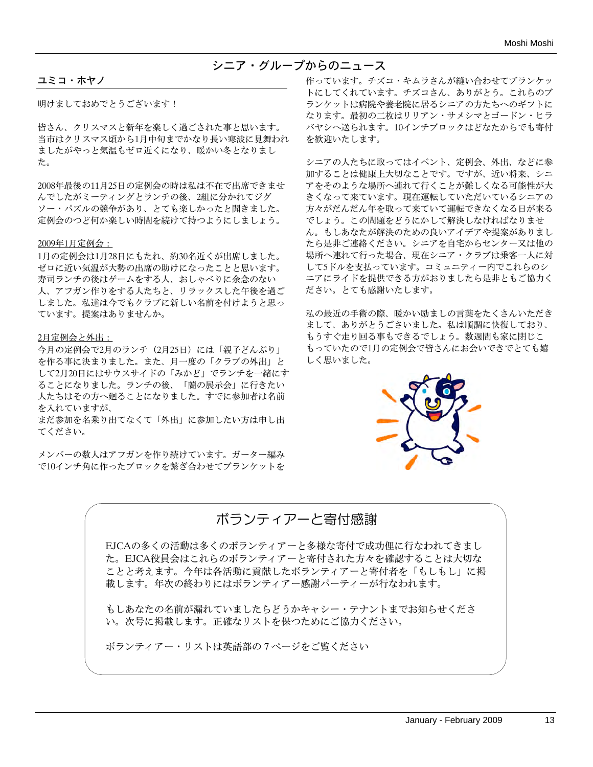# シニア・グループからのニュース

## ユミコ・ホヤノ

明けましておめでとうございます！

皆さん、クリスマスと新年を楽しく過ごされた事と思います。当市はクリスマス頃から1月中旬までかなり長い寒波に見舞われましたがやっと気温もゼロ近くになり、暖かい冬となりました。

2008年最後の11月25日の定例会の時は私は不在で出席できませんでしたがミーティングとランチの後、2組に分かれてジグソー・パズルの競争があり、とても楽しかったと聞きました。定例会のつど何か楽しい時間を続けて持つようにしましょう。

2009年1月定例会：
1月の定例会は1月28日にもたれ、約30名近くが出席しました。ゼロに近い気温が大勢の出席の助けになったことと思います。寿司ランチの後はゲームをする人、おしゃべりに余念のない人、アフガン作りをする人たちと、リラックスした午後を過ごしました。私達は今でもクラブに新しい名前を付けようと思っています。提案はありませんか。

2月定例会と外出：
今月の定例会で2月のランチ（2月25日）には「親子どんぶり」を作る事に決まりました。また、月一度の「クラブの外出」として2月20日にはサウスサイドの「みかど」でランチを一緒にすることになりました。ランチの後、「蘭の展示会」に行きたい人たちはその方へ廻ることになりました。すでに参加者は名前を入れていますが、
まだ参加を名乗り出てなくて「外出」に参加したい方は申し出てください。

メンバーの数人はアフガンを作り続けています。ガーター編みで10インチ角に作ったブロックを繋ぎ合わせてブランケットを作っています。チズコ・キムラさんが縫い合わせてブランケットにしてくれています。チズコさん、ありがとう。これらのブランケットは病院や養老院に居るシニアの方たちへのギフトになります。最初の二枚はリリアン・サメシマとゴードン・ヒラバヤシへ送られます。10インチブロックはどなたからでも寄付を歓迎いたします。

シニアの人たちに取ってはイベント、定例会、外出、などに参加することは健康上大切なことです。ですが、近い将来、シニアをそのような場所へ連れて行くことが難しくなる可能性が大きくなって来ています。現在運転していただいているシニアの方々がだんだん年を取って来ていて運転できなくなる日が来るでしょう。この問題をどうにかして解決しなければなりません。もしあなたが解決のための良いアイデアや提案がありましたら是非ご連絡ください。シニアを自宅からセンター又は他の場所へ連れて行った場合、現在シニア・クラブは乗客一人に対して5ドルを支払っています。コミュニティー内でこれらのシニアにライドを提供できる方がおりましたら是非ともご協力ください。とても感謝いたします。

私の最近の手術の際、暖かい励ましの言葉をたくさんいただきまして、ありがとうございました。私は順調に快復しており、もうすぐ走り回る事もできるでしょう。数週間も家に閉じこもっていたので1月の定例会で皆さんにお会いできてとても嬉しく思いました。

## ボランティアーと寄付感謝

EJCAの多くの活動は多くのボランティアーと多様な寄付で成功裡に行なわれてきました。EJCA役員会はこれらのボランティアーと寄付された方々を確認することは大切なことと考えます。今年は各活動に貢献したボランティアーと寄付者を「もしもし」に掲載します。年次の終わりにはボランティアー感謝パーティーが行なわれます。

もしあなたの名前が漏れていましたらどうかキャシー・テナントまでお知らせください。次号に掲載します。正確なリストを保つためにご協力ください。

ボランティアー・リストは英語部の７ページをご覧ください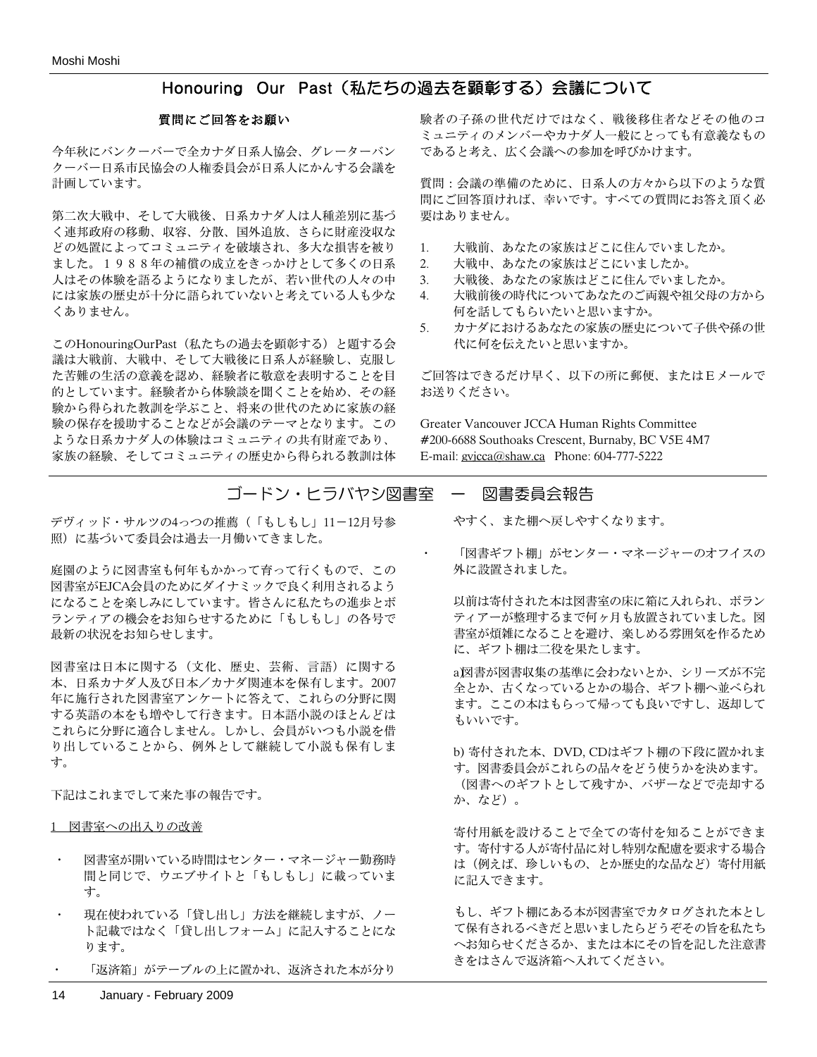## Honouring Our Past（私たちの過去を顕彰する）会議について

**質問にご回答をお願い**

今年秋にバンクーバーで全カナダ日系人協会、グレーターバンクーバー日系市民協会の人権委員会が日系人にかんする会議を計画しています。

第二次大戦中、そして大戦後、日系カナダ人は人種差別に基づく連邦政府の移動、収容、分散、国外追放、さらに財産没収などの処置によってコミュニティを破壊され、多大な損害を被りました。１９８８年の補償の成立をきっかけとして多くの日系人はその体験を語るようになりましたが、若い世代の人々の中には家族の歴史が十分に語られていないと考えている人も少なくありません。

このHonouringOurPast（私たちの過去を顕彰する）と題する会議は大戦前、大戦中、そして大戦後に日系人が経験し、克服した苦難の生活の意義を認め、経験者に敬意を表明することを目的としています。経験者から体験談を聞くことを始め、その経験から得られた教訓を学ぶこと、将来の世代のために家族の経験の保存を援助することなどが会議のテーマとなります。このような日系カナダ人の体験はコミュニティの共有財産であり、家族の経験、そしてコミュニティの歴史から得られる教訓は体験者の子孫の世代だけではなく、戦後移住者などその他のコミュニティのメンバーやカナダ人一般にとっても有意義なものであると考え、広く会議への参加を呼びかけます。

質問：会議の準備のために、日系人の方々から以下のような質問にご回答頂ければ、幸いです。すべての質問にお答え頂く必要はありません。

1. 大戦前、あなたの家族はどこに住んでいましたか。
2. 大戦中、あなたの家族はどこにいましたか。
3. 大戦後、あなたの家族はどこに住んでいましたか。
4. 大戦前後の時代についてあなたのご両親や祖父母の方から何を話してもらいたいと思いますか。
5. カナダにおけるあなたの家族の歴史について子供や孫の世代に何を伝えたいと思いますか。

ご回答はできるだけ早く、以下の所に郵便、またはＥメールでお送りください。

Greater Vancouver JCCA Human Rights Committee
#200-6688 Southoaks Crescent, Burnaby, BC V5E 4M7
E-mail: gvjcca@shaw.ca Phone: 604-777-5222

## ゴードン・ヒラバヤシ図書室 ー 図書委員会報告

デヴィッド・サルツの4っつの推薦（「もしもし」11－12月号参照）に基づいて委員会は過去一月働いてきました。

庭園のように図書室も何年もかかって育って行くもので、この図書室がEJCA会員のためにダイナミックで良く利用されるようになることを楽しみにしています。皆さんに私たちの進歩とボランティアの機会をお知らせするために「もしもし」の各号で最新の状況をお知らせします。

図書室は日本に関する（文化、歴史、芸術、言語）に関する本、日系カナダ人及び日本／カナダ関連本を保有します。2007年に施行された図書室アンケートに答えて、これらの分野に関する英語の本をも増やして行きます。日本語小説のほとんどはこれらに分野に適合しません。しかし、会員がいつも小説を借り出していることから、例外として継続して小説も保有します。

下記はこれまでして来た事の報告です。

1 図書室への出入りの改善

- 図書室が開いている時間はセンター・マネージャー勤務時間と同じで、ウエブサイトと「もしもし」に載っています。
- 現在使われている「貸し出し」方法を継続しますが、ノート記載ではなく「貸し出しフォーム」に記入することになります。
- 「返済箱」がテーブルの上に置かれ、返済された本が分りやすく、また棚へ戻しやすくなります。
- 「図書ギフト棚」がセンター・マネージャーのオフィスの外に設置されました。

  以前は寄付された本は図書室の床に箱に入れられ、ボランティアーが整理するまで何ヶ月も放置されていました。図書室が煩雑になることを避け、楽しめる雰囲気を作るために、ギフト棚は二役を果たします。

  a)図書が図書収集の基準に会わないとか、シリーズが不完全とか、古くなっているとかの場合、ギフト棚へ並べられます。ここの本はもらって帰っても良いですし、返却してもいいです。

  b) 寄付された本、DVD, CDはギフト棚の下段に置かれます。図書委員会がこれらの品々をどう使うかを決めます。（図書へのギフトとして残すか、バザーなどで売却するか、など）。

  寄付用紙を設けることで全ての寄付を知ることができます。寄付する人が寄付品に対し特別な配慮を要求する場合は（例えば、珍しいもの、とか歴史的な品など）寄付用紙に記入できます。

  もし、ギフト棚にある本が図書室でカタログされた本として保有されるべきだと思いましたらどうぞその旨を私たちへお知らせくださるか、または本にその旨を記した注意書きをはさんで返済箱へ入れてください。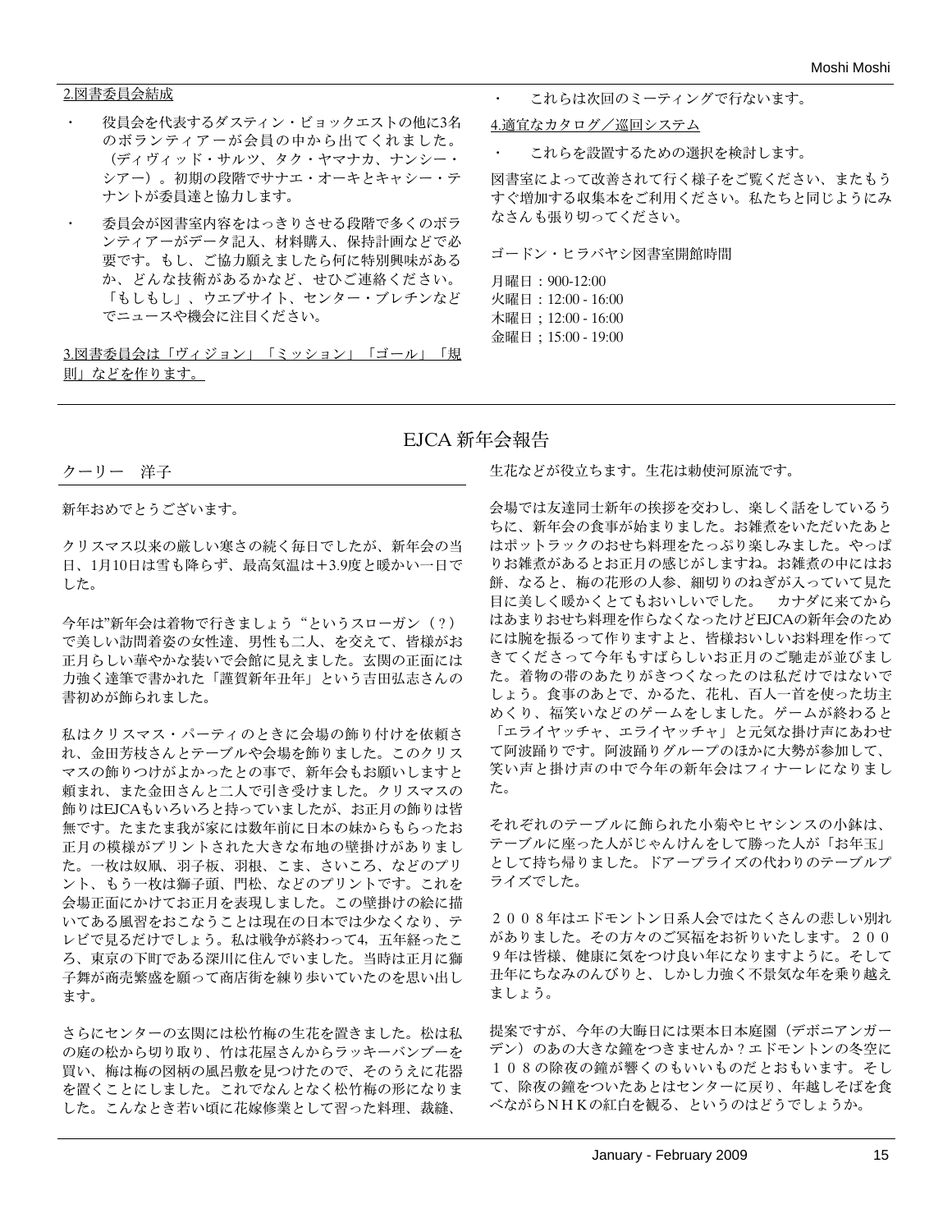2.図書委員会結成

- 役員会を代表するダスティン・ビョックエストの他に3名のボランティアーが会員の中から出てくれました。（ディヴィッド・サルツ、タク・ヤマナカ、ナンシー・シアー）。初期の段階でサナエ・オーキとキャシー・テナントが委員達と協力します。
- 委員会が図書室内容をはっきりさせる段階で多くのボランティアーがデータ記入、材料購入、保持計画などで必要です。もし、ご協力願えましたら何に特別興味があるか、どんな技術があるかなど、せひご連絡ください。「もしもし」、ウエブサイト、センター・ブレチンなどでニュースや機会に注目ください。

3.図書委員会は「ヴィジョン」「ミッション」「ゴール」「規則」などを作ります。

- これらは次回のミーティングで行ないます。

4.適宜なカタログ／巡回システム

- これらを設置するための選択を検討します。

図書室によって改善されて行く様子をご覧ください、またもうすぐ増加する収集本をご利用ください。私たちと同じようにみなさんも張り切ってください。

ゴードン・ヒラバヤシ図書室開館時間

月曜日：900-12:00
火曜日：12:00 - 16:00
木曜日；12:00 - 16:00
金曜日；15:00 - 19:00

## EJCA 新年会報告

クーリー　洋子

新年おめでとうございます。

クリスマス以来の厳しい寒さの続く毎日でしたが、新年会の当日、1月10日は雪も降らず、最高気温は＋3.9度と暖かい一日でした。

今年は"新年会は着物で行きましょう“というスローガン（？）で美しい訪問着姿の女性達、男性も二人、を交えて、皆様がお正月らしい華やかな装いで会館に見えました。玄関の正面には力強く達筆で書かれた「謹賀新年丑年」という吉田弘志さんの書初めが飾られました。

私はクリスマス・パーティのときに会場の飾り付けを依頼され、金田芳枝さんとテーブルや会場を飾りました。このクリスマスの飾りつけがよかったとの事で、新年会もお願いしますと頼まれ、また金田さんと二人で引き受けました。クリスマスの飾りはEJCAもいろいろと持っていましたが、お正月の飾りは皆無です。たまたま我が家には数年前に日本の妹からもらったお正月の模様がプリントされた大きな布地の壁掛けがありました。一枚は奴凧、羽子板、羽根、こま、さいころ、などのプリント、もう一枚は獅子頭、門松、などのプリントです。これを会場正面にかけてお正月を表現しました。この壁掛けの絵に描いてある風習をおこなうことは現在の日本では少なくなり、テレビで見るだけでしょう。私は戦争が終わって4，五年経ったころ、東京の下町である深川に住んでいました。当時は正月に獅子舞が商売繁盛を願って商店街を練り歩いていたのを思い出します。

さらにセンターの玄関には松竹梅の生花を置きました。松は私の庭の松から切り取り、竹は花屋さんからラッキーバンブーを買い、梅は梅の図柄の風呂敷を見つけたので、そのうえに花器を置くことにしました。これでなんとなく松竹梅の形になりました。こんなとき若い頃に花嫁修業として習った料理、裁縫、生花などが役立ちます。生花は勅使河原流です。

会場では友達同士新年の挨拶を交わし、楽しく話をしているうちに、新年会の食事が始まりました。お雑煮をいただいたあとはポットラックのおせち料理をたっぷり楽しみました。やっぱりお雑煮があるとお正月の感じがしますね。お雑煮の中にはお餅、なると、梅の花形の人参、細切りのねぎが入っていて見た目に美しく暖かくとてもおいしいでした。　カナダに来てからはあまりおせち料理を作らなくなったけどEJCAの新年会のためには腕を振るって作りますよと、皆様おいしいお料理を作ってきてくださって今年もすばらしいお正月のご馳走が並びました。着物の帯のあたりがきつくなったのは私だけではないでしょう。食事のあとで、かるた、花札、百人一首を使った坊主めくり、福笑いなどのゲームをしました。ゲームが終わると「エライヤッチャ、エライヤッチャ」と元気な掛け声にあわせて阿波踊りです。阿波踊りグループのほかに大勢が参加して、笑い声と掛け声の中で今年の新年会はフィナーレになりました。

それぞれのテーブルに飾られた小菊やヒヤシンスの小鉢は、テーブルに座った人がじゃんけんをして勝った人が「お年玉」として持ち帰りました。ドアープライズの代わりのテーブルプライズでした。

２００８年はエドモントン日系人会ではたくさんの悲しい別れがありました。その方々のご冥福をお祈りいたします。２００９年は皆様、健康に気をつけ良い年になりますように。そして丑年にちなみのんびりと、しかし力強く不景気な年を乗り越えましょう。

提案ですが、今年の大晦日には栗本日本庭園（デボニアンガーデン）のあの大きな鐘をつきませんか？エドモントンの冬空に１０８の除夜の鐘が響くのもいいものだとおもいます。そして、除夜の鐘をついたあとはセンターに戻り、年越しそばを食べながらＮＨＫの紅白を観る、というのはどうでしょうか。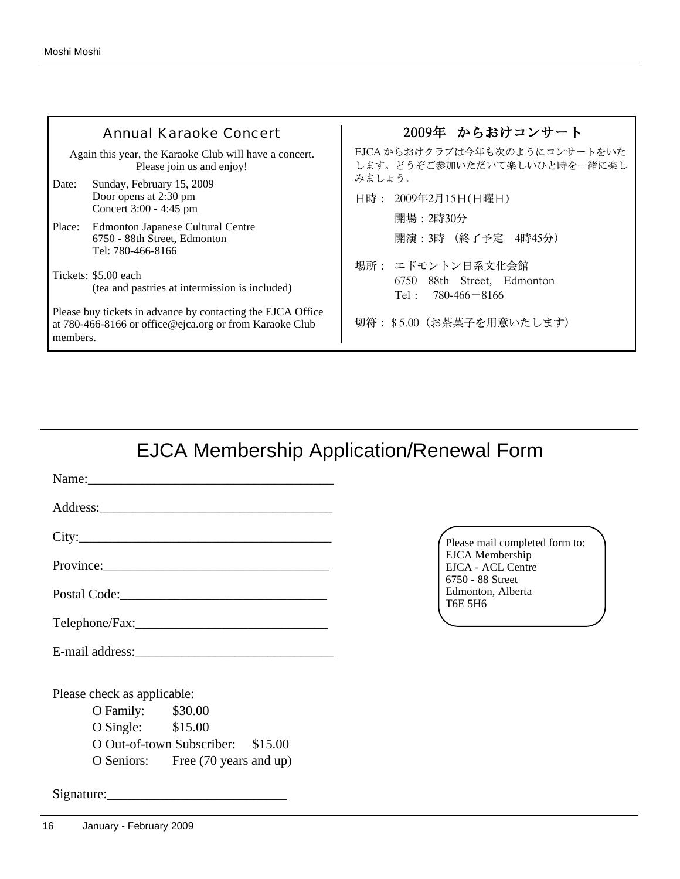## Annual Karaoke Concert

Again this year, the Karaoke Club will have a concert. Please join us and enjoy!

Date: Sunday, February 15, 2009
Door opens at 2:30 pm
Concert 3:00 - 4:45 pm

Place: Edmonton Japanese Cultural Centre
6750 - 88th Street, Edmonton
Tel: 780-466-8166

Tickets: $5.00 each
(tea and pastries at intermission is included)

Please buy tickets in advance by contacting the EJCA Office at 780-466-8166 or office@ejca.org or from Karaoke Club members.

## 2009年　からおけコンサート

EJCAからおけクラブは今年も次のようにコンサートをいたします。どうぞご参加いただいて楽しいひと時を一緒に楽しみましょう。

日時：2009年2月15日(日曜日)
開場：2時30分
開演：3時　(終了予定　4時45分)

場所：エドモントン日系文化会館
6750　88th　Street,　Edmonton
Tel：　780-466－8166

切符：$5.00（お茶菓子を用意いたします）

# EJCA Membership Application/Renewal Form

Name:___________________________________

Address:_________________________________

City:____________________________________

Province:________________________________

Postal Code:_____________________________

Telephone/Fax:___________________________

E-mail address:__________________________

Please mail completed form to:
EJCA Membership
EJCA - ACL Centre
6750 - 88 Street
Edmonton, Alberta
T6E 5H6

Please check as applicable:

- O Family: $30.00
- O Single: $15.00
- O Out-of-town Subscriber: $15.00
- O Seniors: Free (70 years and up)

Signature:__________________________